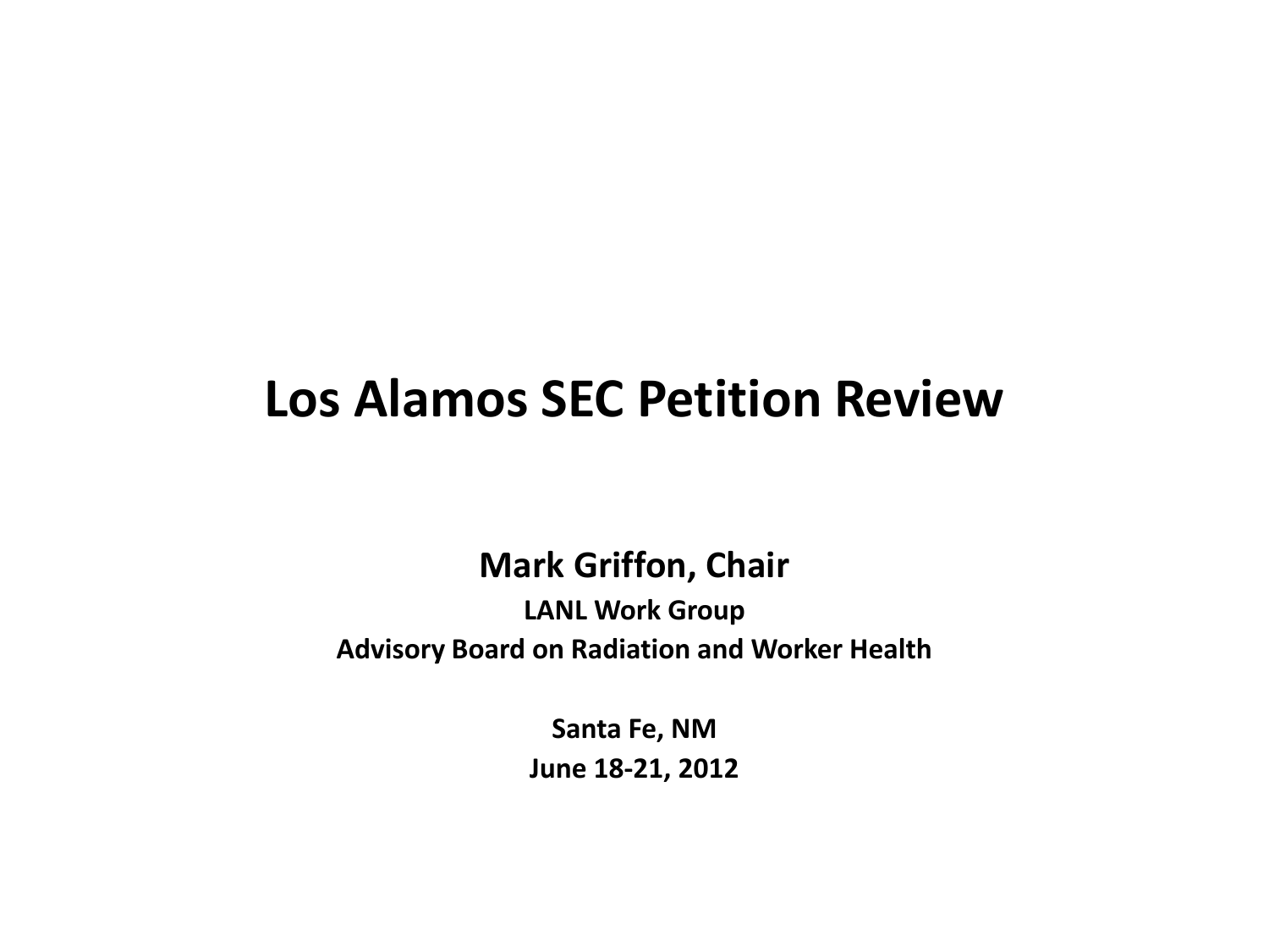# Los Alamos SEC Petition Review

**Mark Griffon, Chair**

**LANL Work Group**

**Advisory Board on Radiation and Worker Health**

**Santa Fe, NM**

**June 18-21, 2012**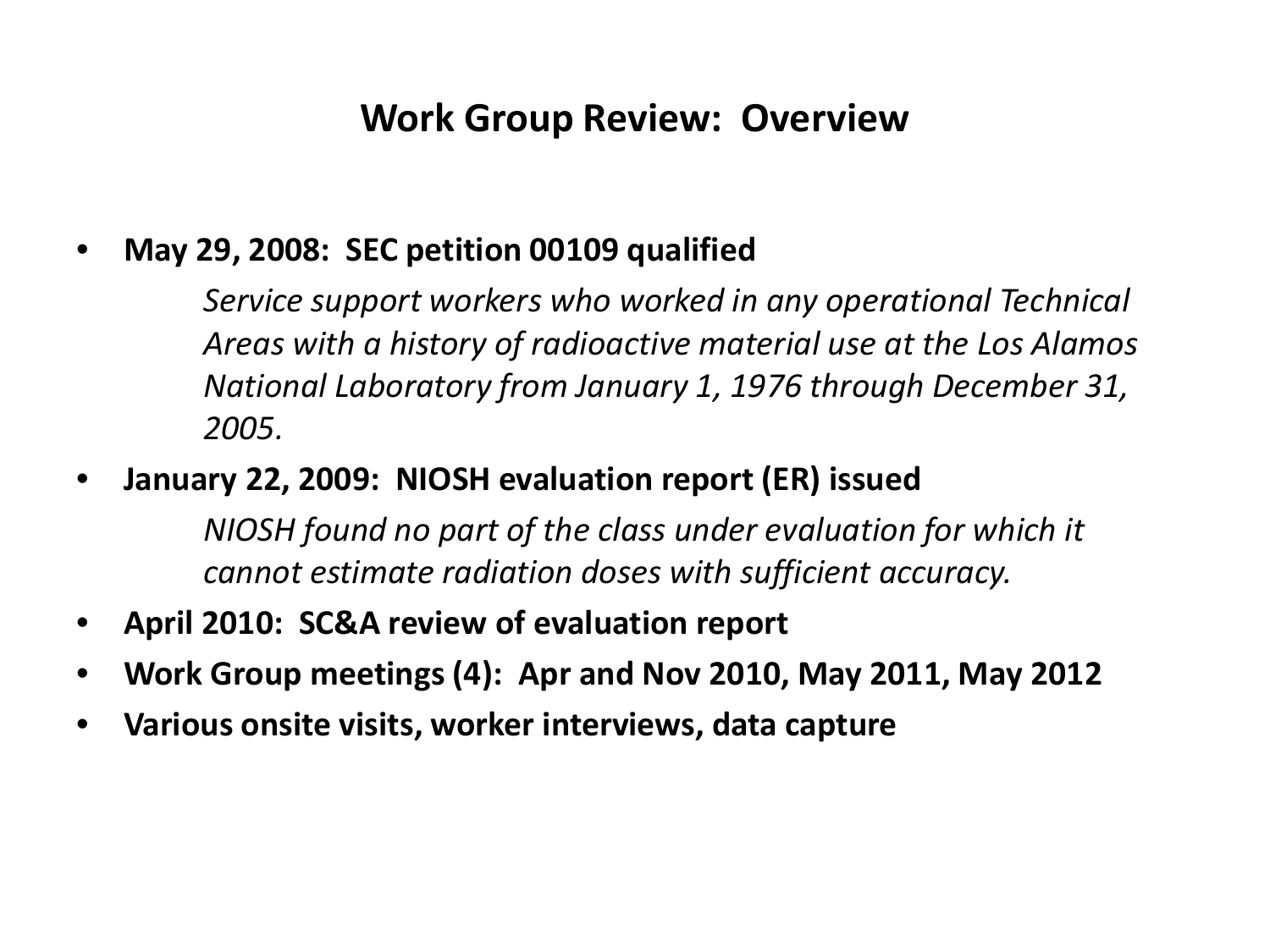# Work Group Review: Overview

- **May 29, 2008: SEC petition 00109 qualified**

  *Service support workers who worked in any operational Technical Areas with a history of radioactive material use at the Los Alamos National Laboratory from January 1, 1976 through December 31, 2005.*

- **January 22, 2009: NIOSH evaluation report (ER) issued**

  *NIOSH found no part of the class under evaluation for which it cannot estimate radiation doses with sufficient accuracy.*

- **April 2010: SC&A review of evaluation report**
- **Work Group meetings (4): Apr and Nov 2010, May 2011, May 2012**
- **Various onsite visits, worker interviews, data capture**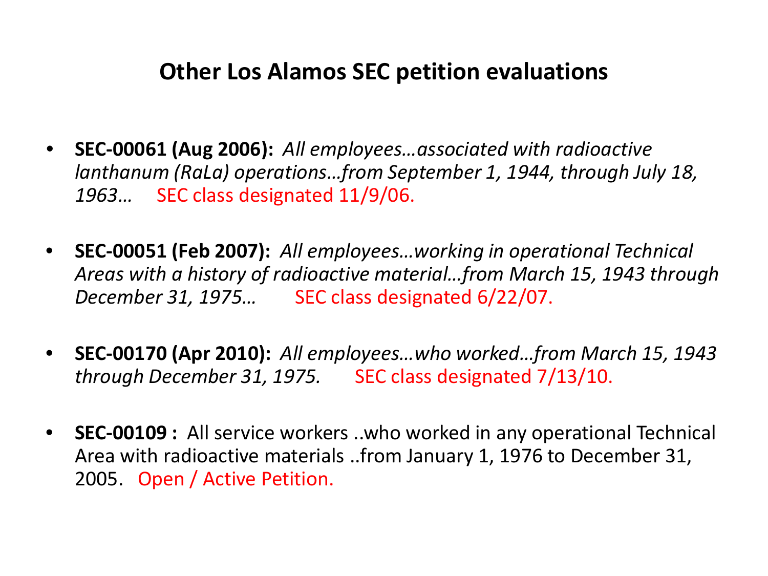## Other Los Alamos SEC petition evaluations

- **SEC-00061 (Aug 2006):** *All employees…associated with radioactive lanthanum (RaLa) operations…from September 1, 1944, through July 18, 1963…* SEC class designated 11/9/06.

- **SEC-00051 (Feb 2007):** *All employees…working in operational Technical Areas with a history of radioactive material…from March 15, 1943 through December 31, 1975…* SEC class designated 6/22/07.

- **SEC-00170 (Apr 2010):** *All employees…who worked…from March 15, 1943 through December 31, 1975.* SEC class designated 7/13/10.

- **SEC-00109 :** All service workers ..who worked in any operational Technical Area with radioactive materials ..from January 1, 1976 to December 31, 2005. Open / Active Petition.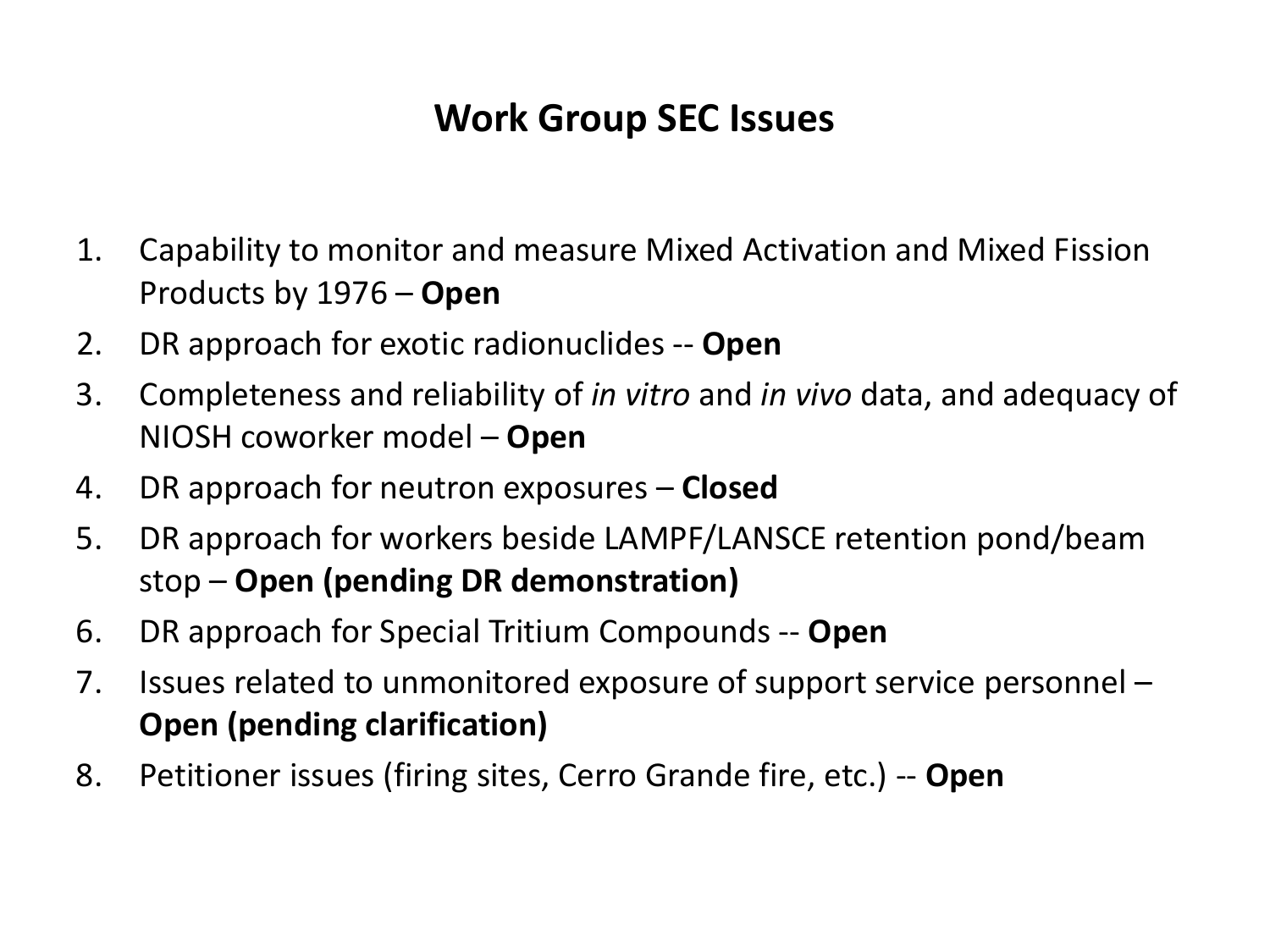# Work Group SEC Issues

1. Capability to monitor and measure Mixed Activation and Mixed Fission Products by 1976 – **Open**
2. DR approach for exotic radionuclides -- **Open**
3. Completeness and reliability of *in vitro* and *in vivo* data, and adequacy of NIOSH coworker model – **Open**
4. DR approach for neutron exposures – **Closed**
5. DR approach for workers beside LAMPF/LANSCE retention pond/beam stop – **Open (pending DR demonstration)**
6. DR approach for Special Tritium Compounds -- **Open**
7. Issues related to unmonitored exposure of support service personnel – **Open (pending clarification)**
8. Petitioner issues (firing sites, Cerro Grande fire, etc.) -- **Open**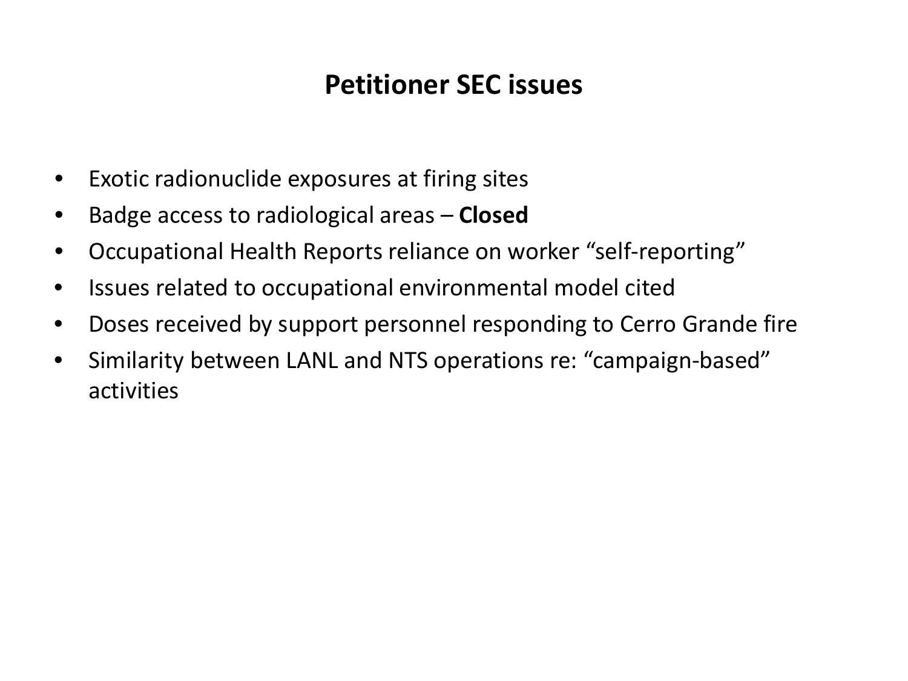## Petitioner SEC issues

- Exotic radionuclide exposures at firing sites
- Badge access to radiological areas – **Closed**
- Occupational Health Reports reliance on worker “self-reporting”
- Issues related to occupational environmental model cited
- Doses received by support personnel responding to Cerro Grande fire
- Similarity between LANL and NTS operations re: “campaign-based” activities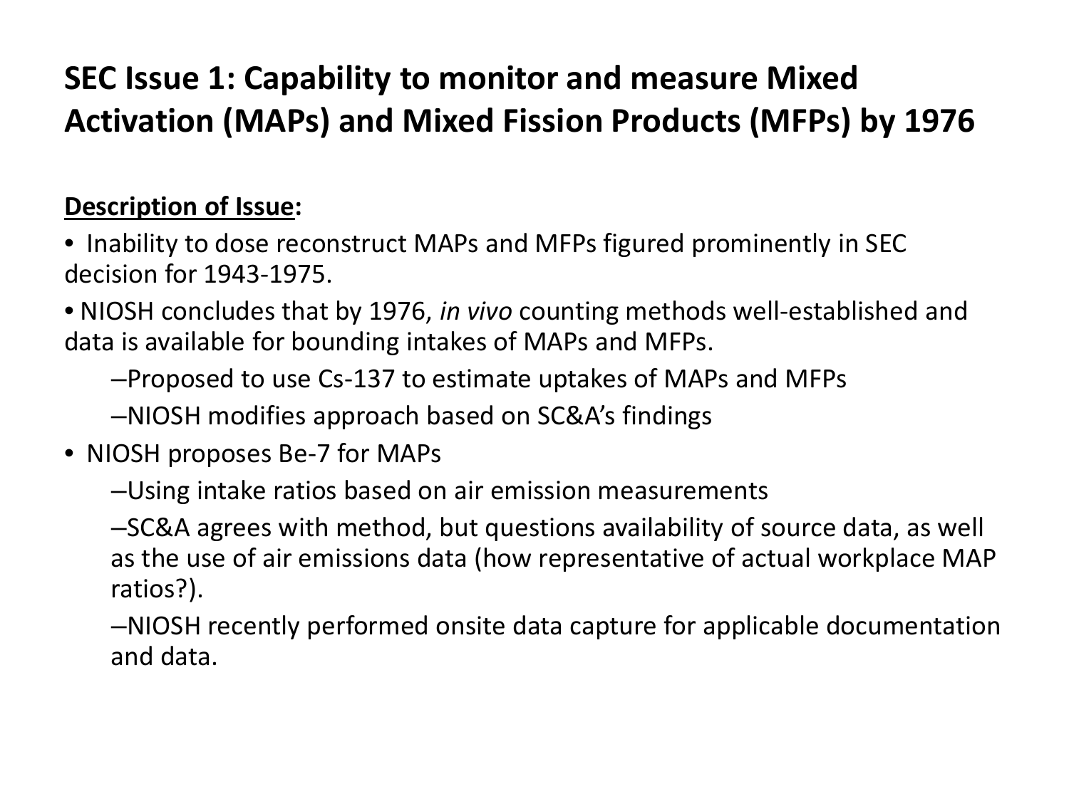# SEC Issue 1: Capability to monitor and measure Mixed Activation (MAPs) and Mixed Fission Products (MFPs) by 1976

**Description of Issue:**

- Inability to dose reconstruct MAPs and MFPs figured prominently in SEC decision for 1943-1975.
- NIOSH concludes that by 1976, *in vivo* counting methods well-established and data is available for bounding intakes of MAPs and MFPs.
  - Proposed to use Cs-137 to estimate uptakes of MAPs and MFPs
  - NIOSH modifies approach based on SC&A's findings
- NIOSH proposes Be-7 for MAPs
  - Using intake ratios based on air emission measurements
  - SC&A agrees with method, but questions availability of source data, as well as the use of air emissions data (how representative of actual workplace MAP ratios?).
  - NIOSH recently performed onsite data capture for applicable documentation and data.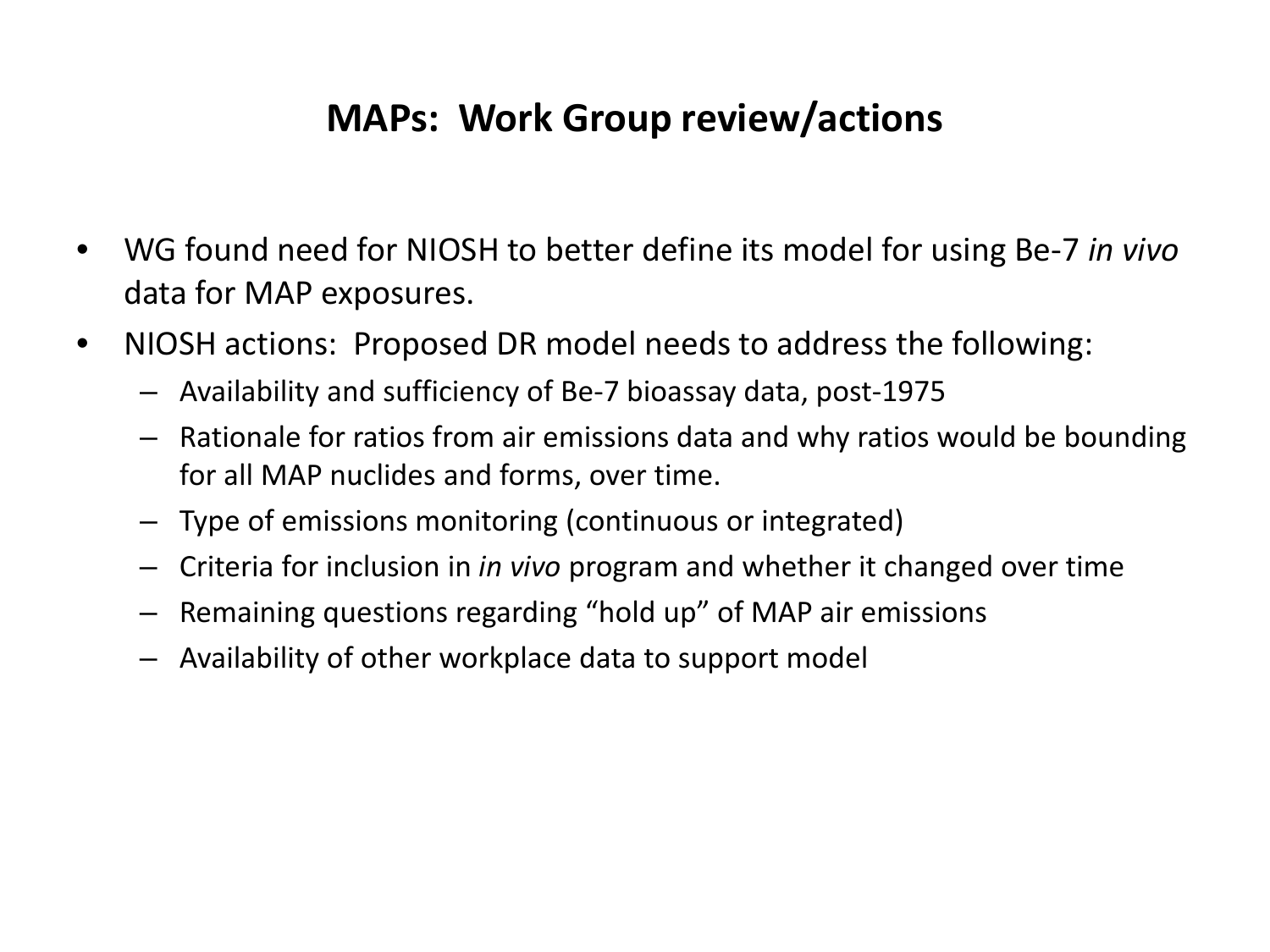# MAPs: Work Group review/actions

- WG found need for NIOSH to better define its model for using Be-7 *in vivo* data for MAP exposures.
- NIOSH actions: Proposed DR model needs to address the following:
  - Availability and sufficiency of Be-7 bioassay data, post-1975
  - Rationale for ratios from air emissions data and why ratios would be bounding for all MAP nuclides and forms, over time.
  - Type of emissions monitoring (continuous or integrated)
  - Criteria for inclusion in *in vivo* program and whether it changed over time
  - Remaining questions regarding "hold up" of MAP air emissions
  - Availability of other workplace data to support model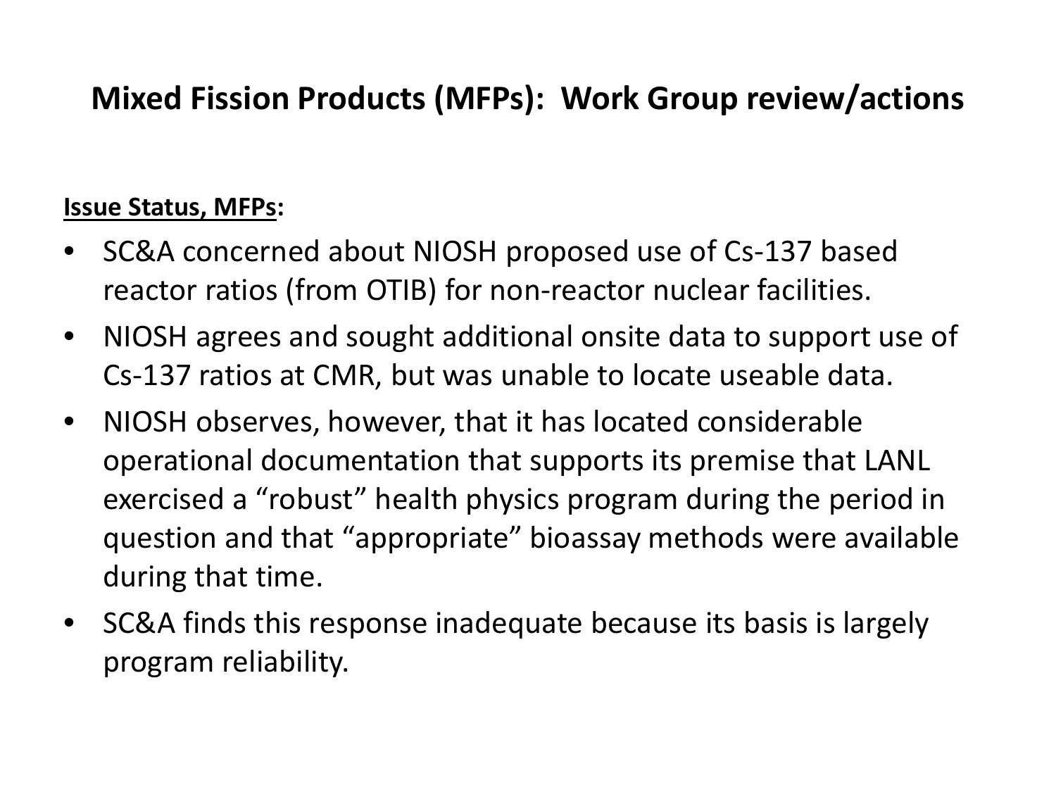# Mixed Fission Products (MFPs): Work Group review/actions

**<u>Issue Status, MFPs</u>:**

- SC&A concerned about NIOSH proposed use of Cs-137 based reactor ratios (from OTIB) for non-reactor nuclear facilities.
- NIOSH agrees and sought additional onsite data to support use of Cs-137 ratios at CMR, but was unable to locate useable data.
- NIOSH observes, however, that it has located considerable operational documentation that supports its premise that LANL exercised a “robust” health physics program during the period in question and that “appropriate” bioassay methods were available during that time.
- SC&A finds this response inadequate because its basis is largely program reliability.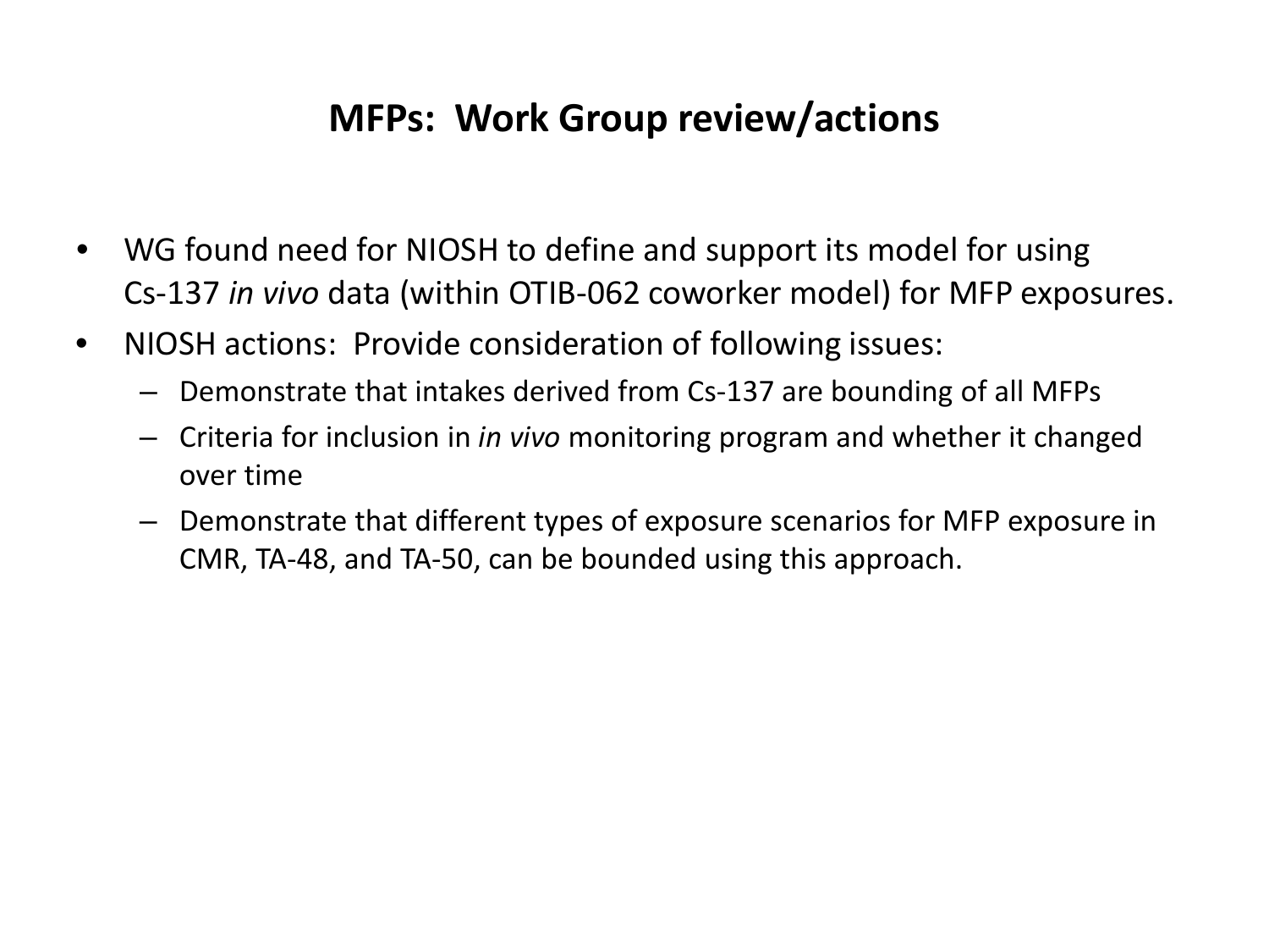## MFPs: Work Group review/actions

- WG found need for NIOSH to define and support its model for using Cs-137 *in vivo* data (within OTIB-062 coworker model) for MFP exposures.
- NIOSH actions: Provide consideration of following issues:
  - Demonstrate that intakes derived from Cs-137 are bounding of all MFPs
  - Criteria for inclusion in *in vivo* monitoring program and whether it changed over time
  - Demonstrate that different types of exposure scenarios for MFP exposure in CMR, TA-48, and TA-50, can be bounded using this approach.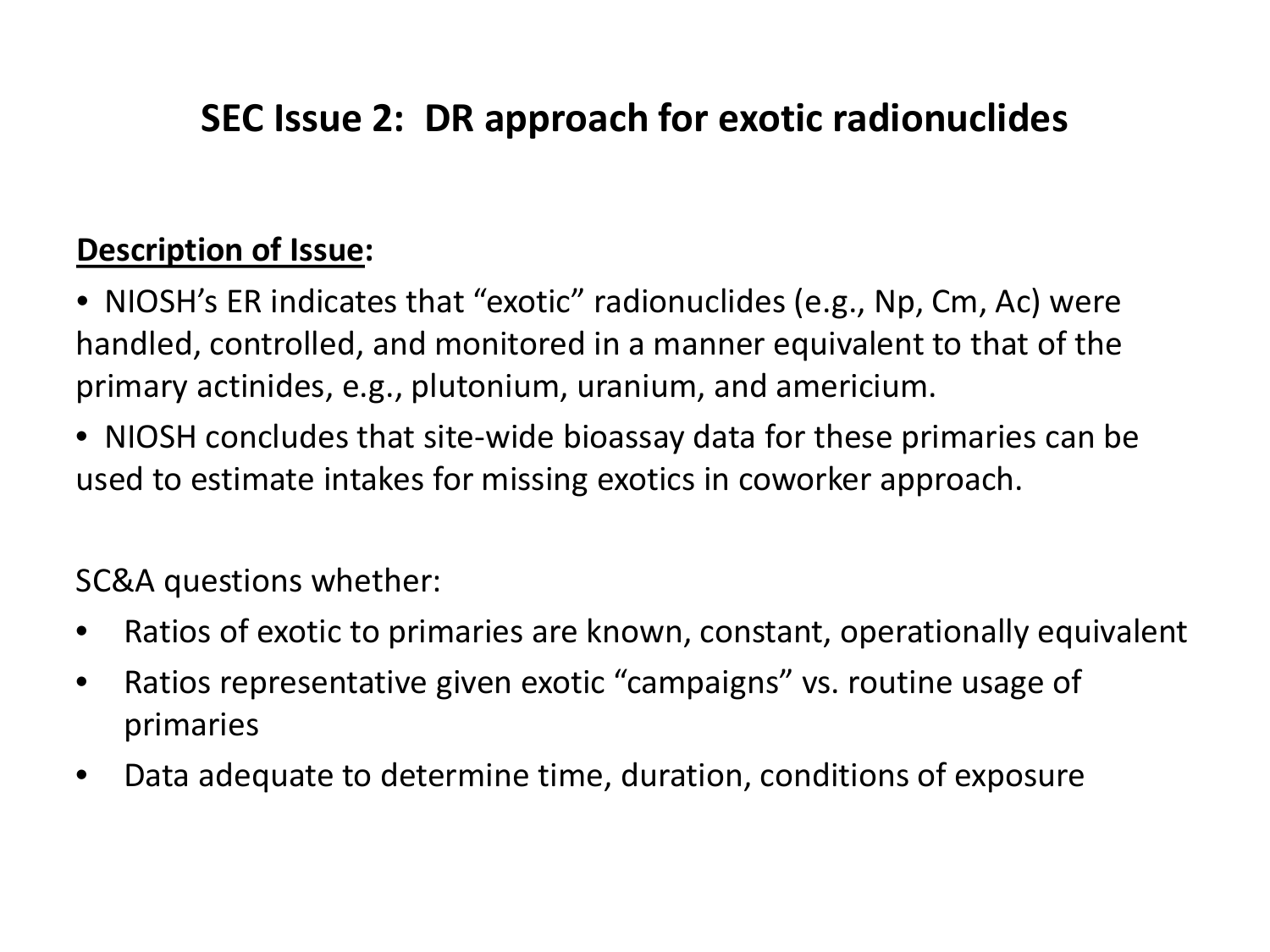# SEC Issue 2: DR approach for exotic radionuclides

**<u>Description of Issue</u>:**

• NIOSH's ER indicates that "exotic" radionuclides (e.g., Np, Cm, Ac) were handled, controlled, and monitored in a manner equivalent to that of the primary actinides, e.g., plutonium, uranium, and americium.

• NIOSH concludes that site-wide bioassay data for these primaries can be used to estimate intakes for missing exotics in coworker approach.

SC&A questions whether:

- Ratios of exotic to primaries are known, constant, operationally equivalent
- Ratios representative given exotic "campaigns" vs. routine usage of primaries
- Data adequate to determine time, duration, conditions of exposure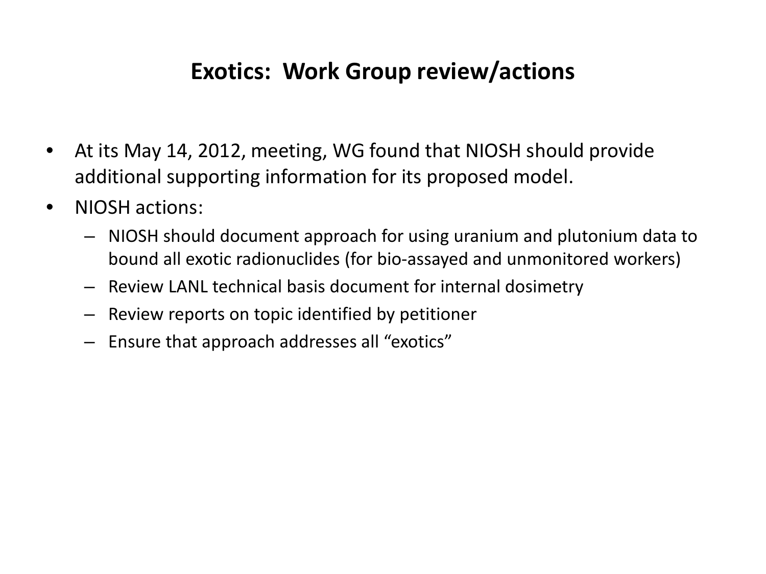# Exotics: Work Group review/actions

- At its May 14, 2012, meeting, WG found that NIOSH should provide additional supporting information for its proposed model.
- NIOSH actions:
  - NIOSH should document approach for using uranium and plutonium data to bound all exotic radionuclides (for bio-assayed and unmonitored workers)
  - Review LANL technical basis document for internal dosimetry
  - Review reports on topic identified by petitioner
  - Ensure that approach addresses all "exotics"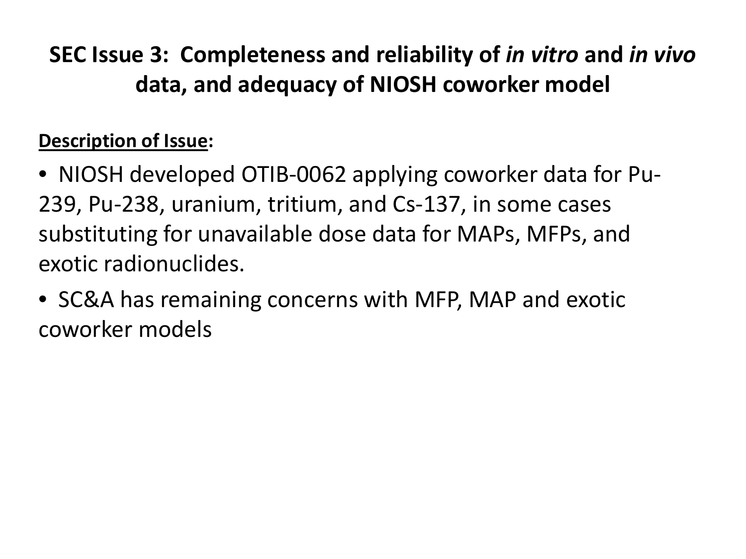# SEC Issue 3: Completeness and reliability of *in vitro* and *in vivo* data, and adequacy of NIOSH coworker model

**Description of Issue:**

- NIOSH developed OTIB-0062 applying coworker data for Pu-239, Pu-238, uranium, tritium, and Cs-137, in some cases substituting for unavailable dose data for MAPs, MFPs, and exotic radionuclides.
- SC&A has remaining concerns with MFP, MAP and exotic coworker models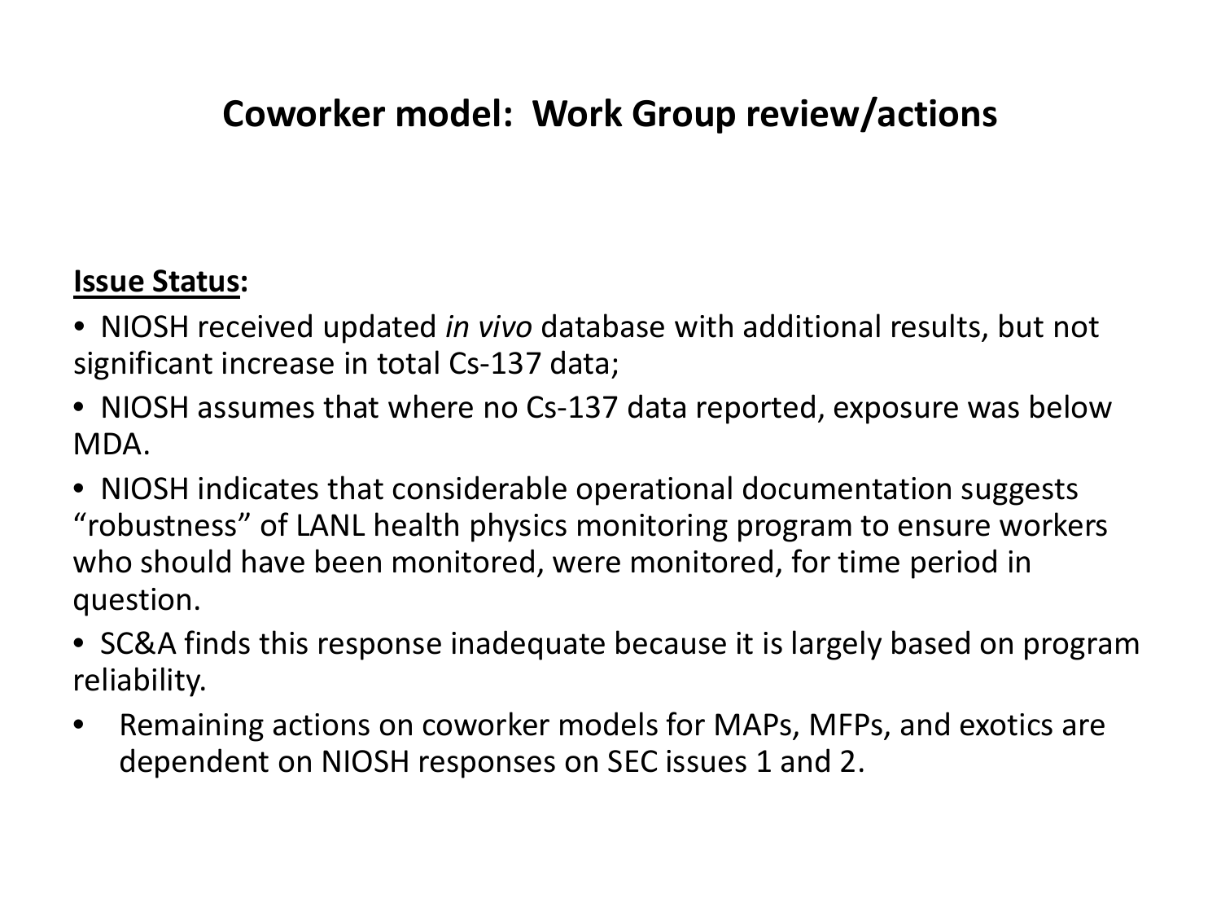# Coworker model: Work Group review/actions

**<u>Issue Status</u>:**

- NIOSH received updated *in vivo* database with additional results, but not significant increase in total Cs-137 data;
- NIOSH assumes that where no Cs-137 data reported, exposure was below MDA.
- NIOSH indicates that considerable operational documentation suggests "robustness" of LANL health physics monitoring program to ensure workers who should have been monitored, were monitored, for time period in question.
- SC&A finds this response inadequate because it is largely based on program reliability.
- Remaining actions on coworker models for MAPs, MFPs, and exotics are dependent on NIOSH responses on SEC issues 1 and 2.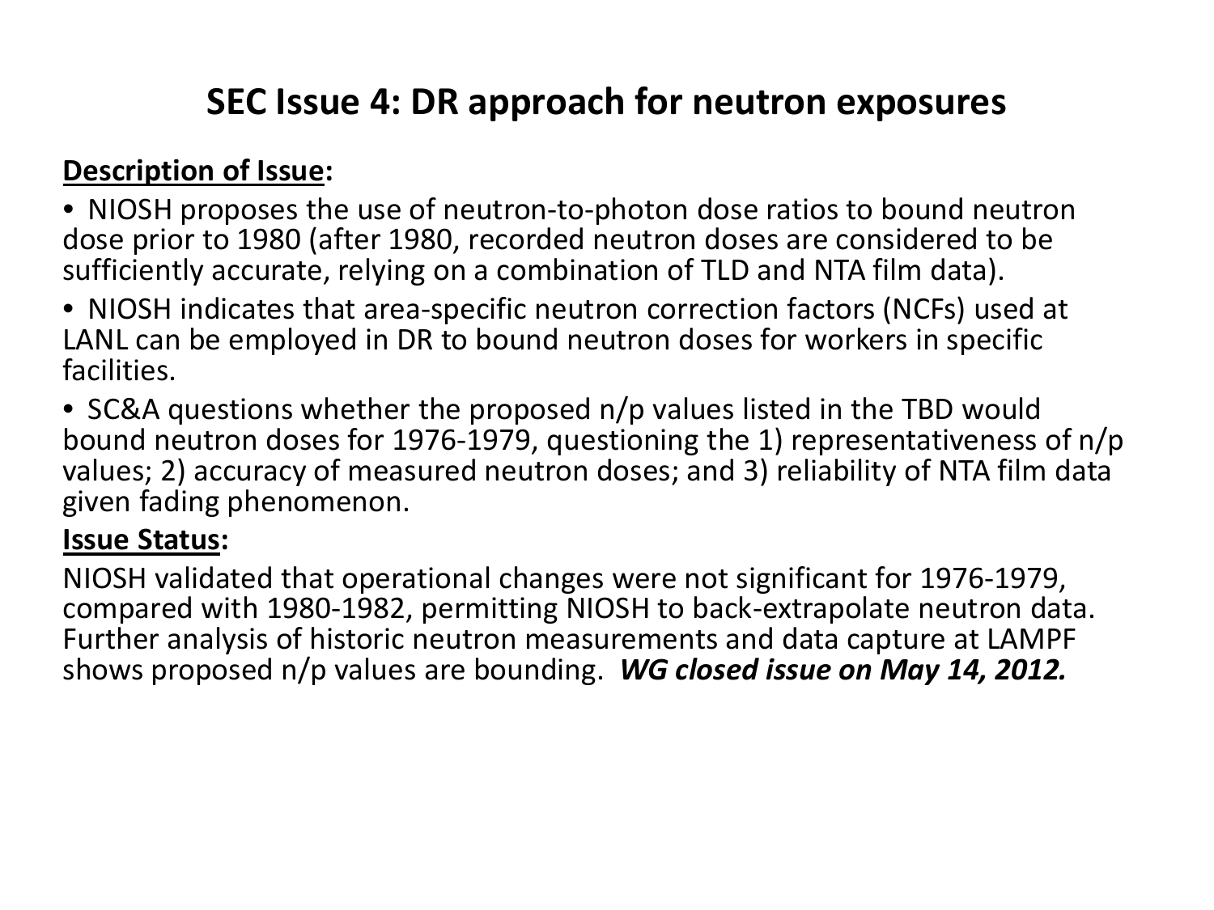# SEC Issue 4: DR approach for neutron exposures

**Description of Issue:**

- NIOSH proposes the use of neutron-to-photon dose ratios to bound neutron dose prior to 1980 (after 1980, recorded neutron doses are considered to be sufficiently accurate, relying on a combination of TLD and NTA film data).
- NIOSH indicates that area-specific neutron correction factors (NCFs) used at LANL can be employed in DR to bound neutron doses for workers in specific facilities.
- SC&A questions whether the proposed n/p values listed in the TBD would bound neutron doses for 1976-1979, questioning the 1) representativeness of n/p values; 2) accuracy of measured neutron doses; and 3) reliability of NTA film data given fading phenomenon.

**Issue Status:**

NIOSH validated that operational changes were not significant for 1976-1979, compared with 1980-1982, permitting NIOSH to back-extrapolate neutron data. Further analysis of historic neutron measurements and data capture at LAMPF shows proposed n/p values are bounding. ***WG closed issue on May 14, 2012.***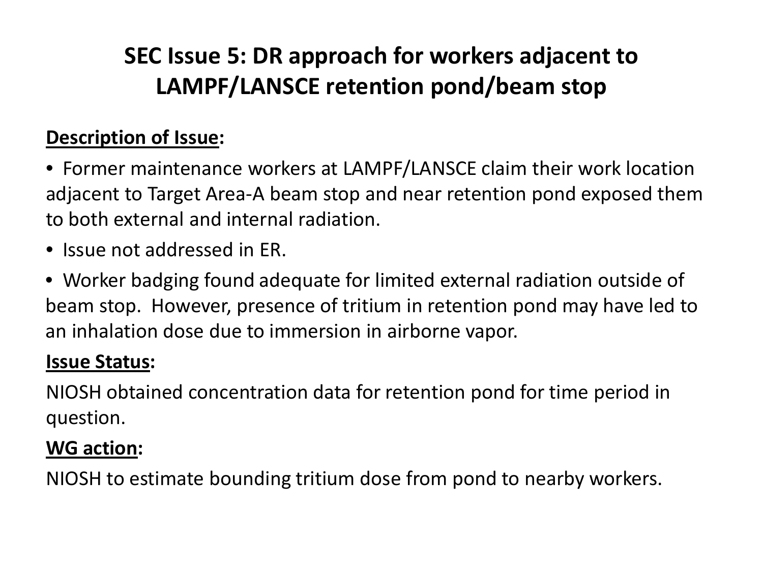# SEC Issue 5: DR approach for workers adjacent to LAMPF/LANSCE retention pond/beam stop

**Description of Issue:**

- Former maintenance workers at LAMPF/LANSCE claim their work location adjacent to Target Area-A beam stop and near retention pond exposed them to both external and internal radiation.
- Issue not addressed in ER.
- Worker badging found adequate for limited external radiation outside of beam stop. However, presence of tritium in retention pond may have led to an inhalation dose due to immersion in airborne vapor.

**Issue Status:**

NIOSH obtained concentration data for retention pond for time period in question.

**WG action:**

NIOSH to estimate bounding tritium dose from pond to nearby workers.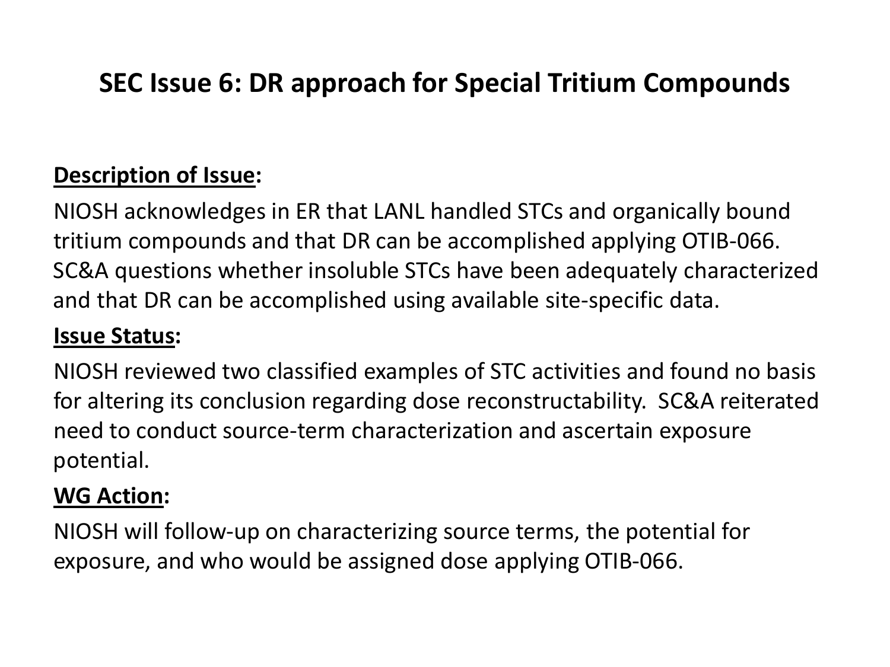# SEC Issue 6: DR approach for Special Tritium Compounds

**Description of Issue:**

NIOSH acknowledges in ER that LANL handled STCs and organically bound tritium compounds and that DR can be accomplished applying OTIB-066. SC&A questions whether insoluble STCs have been adequately characterized and that DR can be accomplished using available site-specific data.

**Issue Status:**

NIOSH reviewed two classified examples of STC activities and found no basis for altering its conclusion regarding dose reconstructability. SC&A reiterated need to conduct source-term characterization and ascertain exposure potential.

**WG Action:**

NIOSH will follow-up on characterizing source terms, the potential for exposure, and who would be assigned dose applying OTIB-066.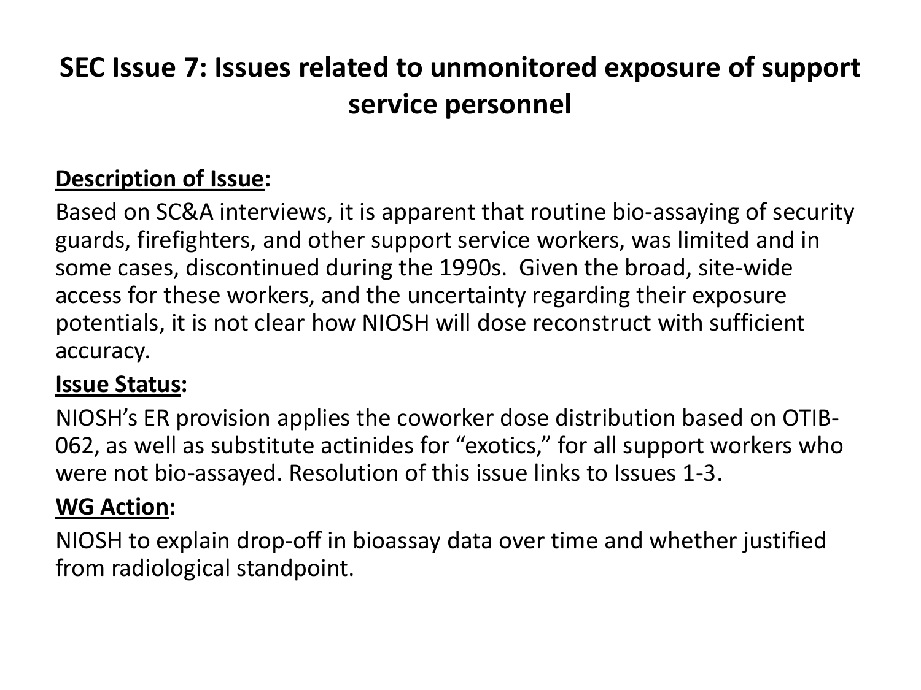# SEC Issue 7: Issues related to unmonitored exposure of support service personnel

**Description of Issue:**

Based on SC&A interviews, it is apparent that routine bio-assaying of security guards, firefighters, and other support service workers, was limited and in some cases, discontinued during the 1990s. Given the broad, site-wide access for these workers, and the uncertainty regarding their exposure potentials, it is not clear how NIOSH will dose reconstruct with sufficient accuracy.

**Issue Status:**

NIOSH's ER provision applies the coworker dose distribution based on OTIB-062, as well as substitute actinides for "exotics," for all support workers who were not bio-assayed. Resolution of this issue links to Issues 1-3.

**WG Action:**

NIOSH to explain drop-off in bioassay data over time and whether justified from radiological standpoint.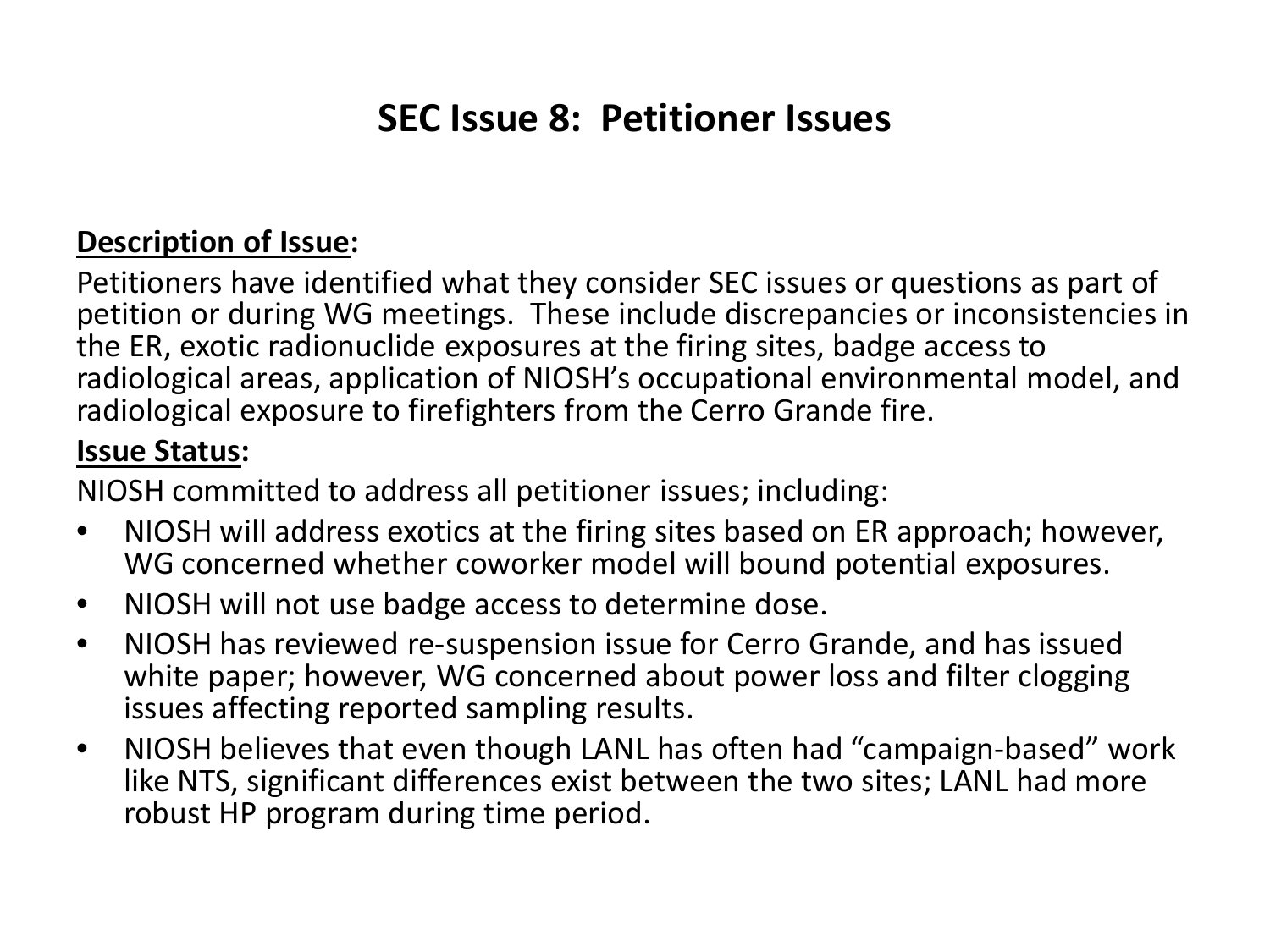# SEC Issue 8: Petitioner Issues

**<u>Description of Issue</u>:**

Petitioners have identified what they consider SEC issues or questions as part of petition or during WG meetings. These include discrepancies or inconsistencies in the ER, exotic radionuclide exposures at the firing sites, badge access to radiological areas, application of NIOSH's occupational environmental model, and radiological exposure to firefighters from the Cerro Grande fire.

**<u>Issue Status</u>:**

NIOSH committed to address all petitioner issues; including:

- NIOSH will address exotics at the firing sites based on ER approach; however, WG concerned whether coworker model will bound potential exposures.
- NIOSH will not use badge access to determine dose.
- NIOSH has reviewed re-suspension issue for Cerro Grande, and has issued white paper; however, WG concerned about power loss and filter clogging issues affecting reported sampling results.
- NIOSH believes that even though LANL has often had "campaign-based" work like NTS, significant differences exist between the two sites; LANL had more robust HP program during time period.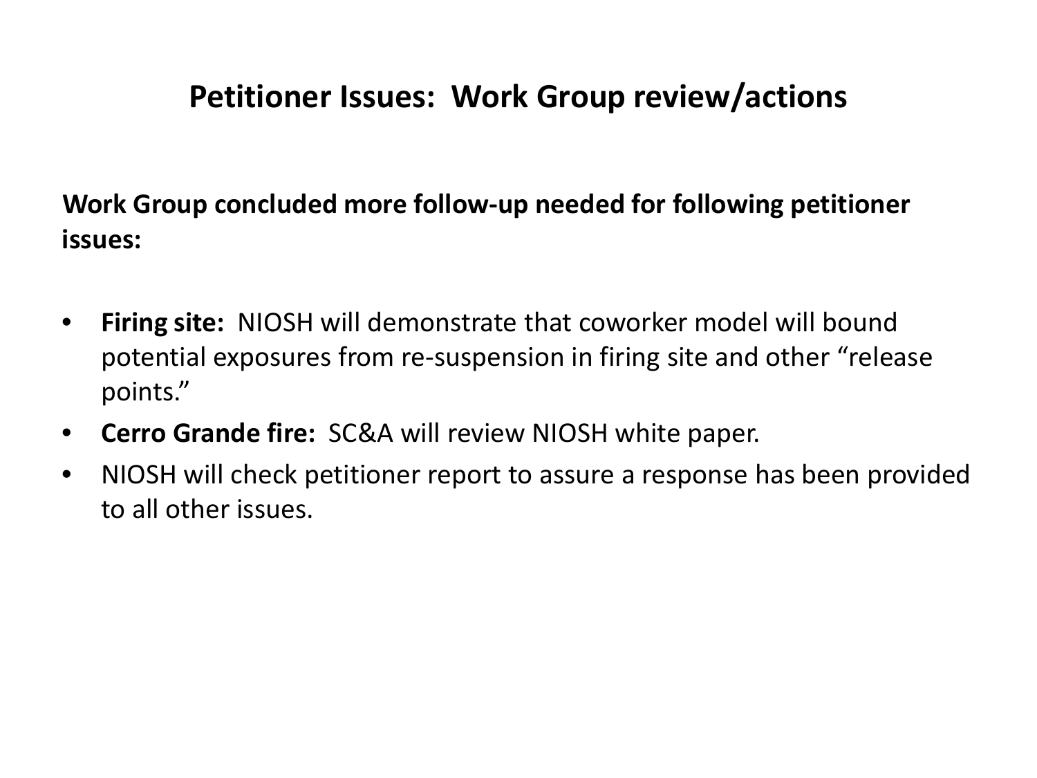# Petitioner Issues: Work Group review/actions

**Work Group concluded more follow-up needed for following petitioner issues:**

- **Firing site:** NIOSH will demonstrate that coworker model will bound potential exposures from re-suspension in firing site and other "release points."
- **Cerro Grande fire:** SC&A will review NIOSH white paper.
- NIOSH will check petitioner report to assure a response has been provided to all other issues.